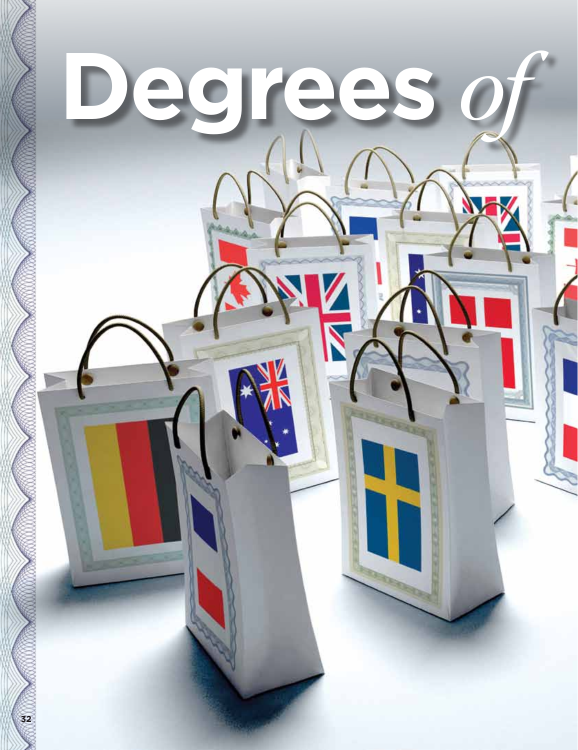# Degrees *of*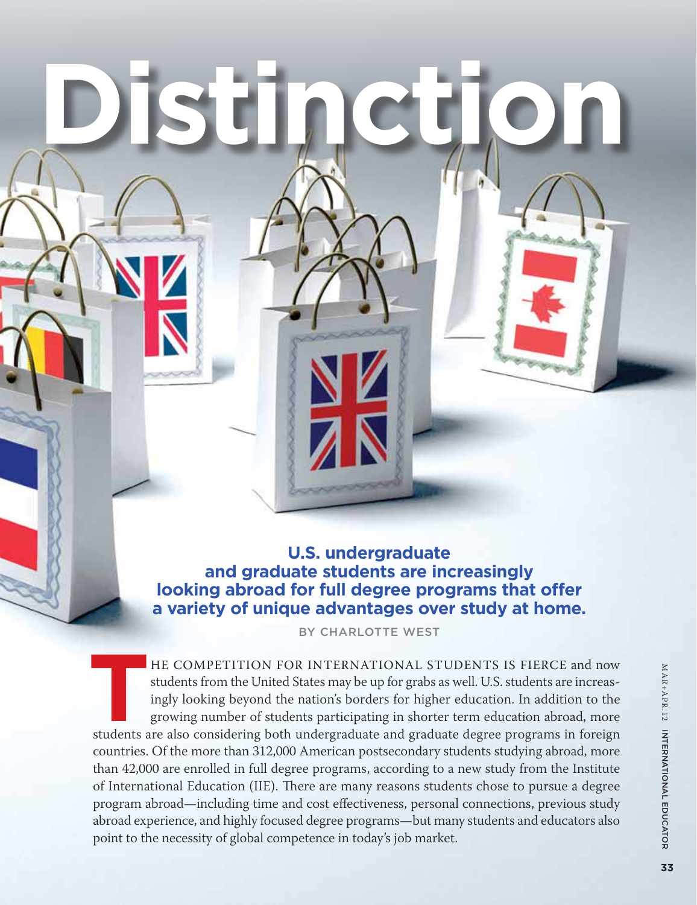# Distinction

**U.S. undergraduate and graduate students are increasingly looking abroad for full degree programs that offer a variety of unique advantages over study at home.**

BY CHARLOTTE WEST

THE COMPETITION FOR INTERNATIONAL STUDENTS IS FIERCE and now students from the United States may be up for grabs as well. U.S. students are increasingly looking beyond the nation's borders for higher education. In addition to the growing number of students participating in shorter term education abroad, more students are also considering both undergraduate and graduate degree programs in foreign countries. Of the more than 312,000 American postsecondary students studying abroad, more than 42,000 are enrolled in full degree programs, according to a new study from the Institute of International Education (IIE). There are many reasons students chose to pursue a degree program abroad—including time and cost effectiveness, personal connections, previous study abroad experience, and highly focused degree programs—but many students and educators also point to the necessity of global competence in today's job market.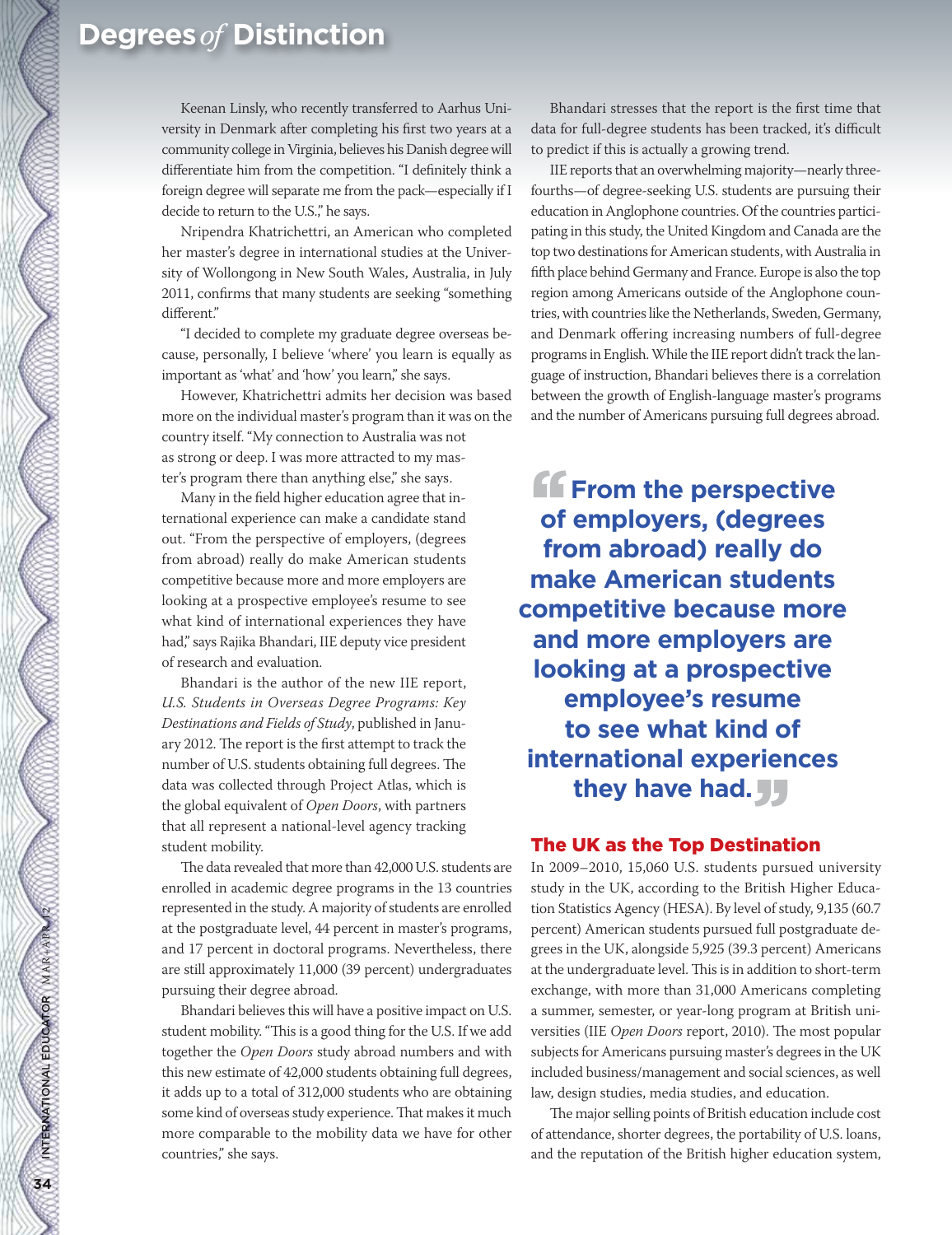Keenan Linsly, who recently transferred to Aarhus University in Denmark after completing his first two years at a community college in Virginia, believes his Danish degree will differentiate him from the competition. "I definitely think a foreign degree will separate me from the pack—especially if I decide to return to the U.S.," he says.

Nripendra Khatrichettri, an American who completed her master's degree in international studies at the University of Wollongong in New South Wales, Australia, in July 2011, confirms that many students are seeking "something different."

"I decided to complete my graduate degree overseas because, personally, I believe 'where' you learn is equally as important as 'what' and 'how' you learn," she says.

However, Khatrichettri admits her decision was based more on the individual master's program than it was on the country itself. "My connection to Australia was not as strong or deep. I was more attracted to my master's program there than anything else," she says.

Many in the field higher education agree that international experience can make a candidate stand out. "From the perspective of employers, (degrees from abroad) really do make American students competitive because more and more employers are looking at a prospective employee's resume to see what kind of international experiences they have had," says Rajika Bhandari, IIE deputy vice president of research and evaluation.

Bhandari is the author of the new IIE report, *U.S. Students in Overseas Degree Programs: Key Destinations and Fields of Study*, published in January 2012. The report is the first attempt to track the number of U.S. students obtaining full degrees. The data was collected through Project Atlas, which is the global equivalent of *Open Doors*, with partners that all represent a national-level agency tracking student mobility.

The data revealed that more than 42,000 U.S. students are enrolled in academic degree programs in the 13 countries represented in the study. A majority of students are enrolled at the postgraduate level, 44 percent in master's programs, and 17 percent in doctoral programs. Nevertheless, there are still approximately 11,000 (39 percent) undergraduates pursuing their degree abroad.

Bhandari believes this will have a positive impact on U.S. student mobility. "This is a good thing for the U.S. If we add together the *Open Doors* study abroad numbers and with this new estimate of 42,000 students obtaining full degrees, it adds up to a total of 312,000 students who are obtaining some kind of overseas study experience. That makes it much more comparable to the mobility data we have for other countries," she says.

Bhandari stresses that the report is the first time that data for full-degree students has been tracked, it's difficult to predict if this is actually a growing trend.

IIE reports that an overwhelming majority—nearly three-fourths—of degree-seeking U.S. students are pursuing their education in Anglophone countries. Of the countries participating in this study, the United Kingdom and Canada are the top two destinations for American students, with Australia in fifth place behind Germany and France. Europe is also the top region among Americans outside of the Anglophone countries, with countries like the Netherlands, Sweden, Germany, and Denmark offering increasing numbers of full-degree programs in English. While the IIE report didn't track the language of instruction, Bhandari believes there is a correlation between the growth of English-language master's programs and the number of Americans pursuing full degrees abroad.

> **"From the perspective of employers, (degrees from abroad) really do make American students competitive because more and more employers are looking at a prospective employee's resume to see what kind of international experiences they have had."**

## The UK as the Top Destination

In 2009–2010, 15,060 U.S. students pursued university study in the UK, according to the British Higher Education Statistics Agency (HESA). By level of study, 9,135 (60.7 percent) American students pursued full postgraduate degrees in the UK, alongside 5,925 (39.3 percent) Americans at the undergraduate level. This is in addition to short-term exchange, with more than 31,000 Americans completing a summer, semester, or year-long program at British universities (IIE *Open Doors* report, 2010). The most popular subjects for Americans pursuing master's degrees in the UK included business/management and social sciences, as well law, design studies, media studies, and education.

The major selling points of British education include cost of attendance, shorter degrees, the portability of U.S. loans, and the reputation of the British higher education system,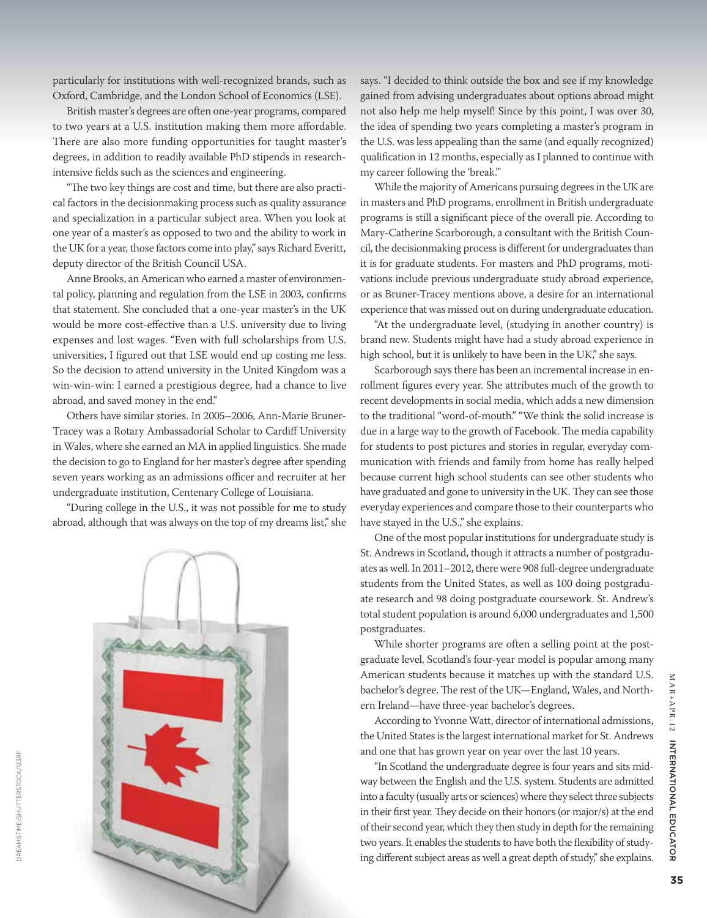particularly for institutions with well-recognized brands, such as Oxford, Cambridge, and the London School of Economics (LSE).

British master's degrees are often one-year programs, compared to two years at a U.S. institution making them more affordable. There are also more funding opportunities for taught master's degrees, in addition to readily available PhD stipends in research-intensive fields such as the sciences and engineering.

"The two key things are cost and time, but there are also practical factors in the decisionmaking process such as quality assurance and specialization in a particular subject area. When you look at one year of a master's as opposed to two and the ability to work in the UK for a year, those factors come into play," says Richard Everitt, deputy director of the British Council USA.

Anne Brooks, an American who earned a master of environmental policy, planning and regulation from the LSE in 2003, confirms that statement. She concluded that a one-year master's in the UK would be more cost-effective than a U.S. university due to living expenses and lost wages. "Even with full scholarships from U.S. universities, I figured out that LSE would end up costing me less. So the decision to attend university in the United Kingdom was a win-win-win: I earned a prestigious degree, had a chance to live abroad, and saved money in the end."

Others have similar stories. In 2005–2006, Ann-Marie Bruner-Tracey was a Rotary Ambassadorial Scholar to Cardiff University in Wales, where she earned an MA in applied linguistics. She made the decision to go to England for her master's degree after spending seven years working as an admissions officer and recruiter at her undergraduate institution, Centenary College of Louisiana.

"During college in the U.S., it was not possible for me to study abroad, although that was always on the top of my dreams list," she says. "I decided to think outside the box and see if my knowledge gained from advising undergraduates about options abroad might not also help me help myself! Since by this point, I was over 30, the idea of spending two years completing a master's program in the U.S. was less appealing than the same (and equally recognized) qualification in 12 months, especially as I planned to continue with my career following the 'break.'"

While the majority of Americans pursuing degrees in the UK are in masters and PhD programs, enrollment in British undergraduate programs is still a significant piece of the overall pie. According to Mary-Catherine Scarborough, a consultant with the British Council, the decisionmaking process is different for undergraduates than it is for graduate students. For masters and PhD programs, motivations include previous undergraduate study abroad experience, or as Bruner-Tracey mentions above, a desire for an international experience that was missed out on during undergraduate education.

"At the undergraduate level, (studying in another country) is brand new. Students might have had a study abroad experience in high school, but it is unlikely to have been in the UK," she says.

Scarborough says there has been an incremental increase in enrollment figures every year. She attributes much of the growth to recent developments in social media, which adds a new dimension to the traditional "word-of-mouth." "We think the solid increase is due in a large way to the growth of Facebook. The media capability for students to post pictures and stories in regular, everyday communication with friends and family from home has really helped because current high school students can see other students who have graduated and gone to university in the UK. They can see those everyday experiences and compare those to their counterparts who have stayed in the U.S.," she explains.

One of the most popular institutions for undergraduate study is St. Andrews in Scotland, though it attracts a number of postgraduates as well. In 2011–2012, there were 908 full-degree undergraduate students from the United States, as well as 100 doing postgraduate research and 98 doing postgraduate coursework. St. Andrew's total student population is around 6,000 undergraduates and 1,500 postgraduates.

While shorter programs are often a selling point at the postgraduate level, Scotland's four-year model is popular among many American students because it matches up with the standard U.S. bachelor's degree. The rest of the UK—England, Wales, and Northern Ireland—have three-year bachelor's degrees.

According to Yvonne Watt, director of international admissions, the United States is the largest international market for St. Andrews and one that has grown year on year over the last 10 years.

"In Scotland the undergraduate degree is four years and sits midway between the English and the U.S. system. Students are admitted into a faculty (usually arts or sciences) where they select three subjects in their first year. They decide on their honors (or major/s) at the end of their second year, which they then study in depth for the remaining two years. It enables the students to have both the flexibility of studying different subject areas as well a great depth of study," she explains.

DREAMSTIME/SHUTTERSTOCK/123RF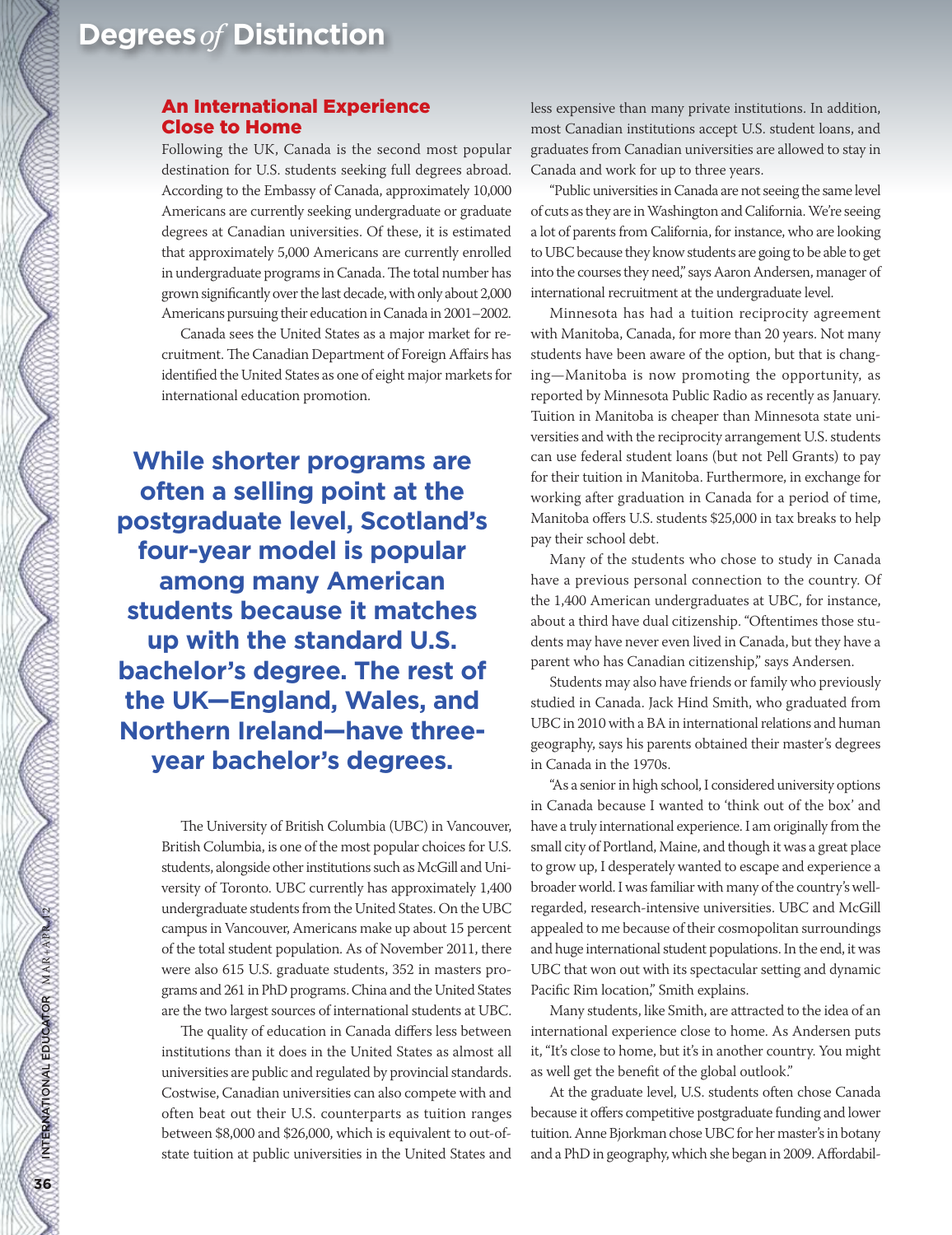## An International Experience Close to Home

Following the UK, Canada is the second most popular destination for U.S. students seeking full degrees abroad. According to the Embassy of Canada, approximately 10,000 Americans are currently seeking undergraduate or graduate degrees at Canadian universities. Of these, it is estimated that approximately 5,000 Americans are currently enrolled in undergraduate programs in Canada. The total number has grown significantly over the last decade, with only about 2,000 Americans pursuing their education in Canada in 2001–2002.

Canada sees the United States as a major market for recruitment. The Canadian Department of Foreign Affairs has identified the United States as one of eight major markets for international education promotion.

**While shorter programs are often a selling point at the postgraduate level, Scotland's four-year model is popular among many American students because it matches up with the standard U.S. bachelor's degree. The rest of the UK—England, Wales, and Northern Ireland—have three-year bachelor's degrees.**

The University of British Columbia (UBC) in Vancouver, British Columbia, is one of the most popular choices for U.S. students, alongside other institutions such as McGill and University of Toronto. UBC currently has approximately 1,400 undergraduate students from the United States. On the UBC campus in Vancouver, Americans make up about 15 percent of the total student population. As of November 2011, there were also 615 U.S. graduate students, 352 in masters programs and 261 in PhD programs. China and the United States are the two largest sources of international students at UBC.

The quality of education in Canada differs less between institutions than it does in the United States as almost all universities are public and regulated by provincial standards. Costwise, Canadian universities can also compete with and often beat out their U.S. counterparts as tuition ranges between $8,000 and $26,000, which is equivalent to out-of-state tuition at public universities in the United States and less expensive than many private institutions. In addition, most Canadian institutions accept U.S. student loans, and graduates from Canadian universities are allowed to stay in Canada and work for up to three years.

"Public universities in Canada are not seeing the same level of cuts as they are in Washington and California. We're seeing a lot of parents from California, for instance, who are looking to UBC because they know students are going to be able to get into the courses they need," says Aaron Andersen, manager of international recruitment at the undergraduate level.

Minnesota has had a tuition reciprocity agreement with Manitoba, Canada, for more than 20 years. Not many students have been aware of the option, but that is changing—Manitoba is now promoting the opportunity, as reported by Minnesota Public Radio as recently as January. Tuition in Manitoba is cheaper than Minnesota state universities and with the reciprocity arrangement U.S. students can use federal student loans (but not Pell Grants) to pay for their tuition in Manitoba. Furthermore, in exchange for working after graduation in Canada for a period of time, Manitoba offers U.S. students $25,000 in tax breaks to help pay their school debt.

Many of the students who chose to study in Canada have a previous personal connection to the country. Of the 1,400 American undergraduates at UBC, for instance, about a third have dual citizenship. "Oftentimes those students may have never even lived in Canada, but they have a parent who has Canadian citizenship," says Andersen.

Students may also have friends or family who previously studied in Canada. Jack Hind Smith, who graduated from UBC in 2010 with a BA in international relations and human geography, says his parents obtained their master's degrees in Canada in the 1970s.

"As a senior in high school, I considered university options in Canada because I wanted to 'think out of the box' and have a truly international experience. I am originally from the small city of Portland, Maine, and though it was a great place to grow up, I desperately wanted to escape and experience a broader world. I was familiar with many of the country's well-regarded, research-intensive universities. UBC and McGill appealed to me because of their cosmopolitan surroundings and huge international student populations. In the end, it was UBC that won out with its spectacular setting and dynamic Pacific Rim location," Smith explains.

Many students, like Smith, are attracted to the idea of an international experience close to home. As Andersen puts it, "It's close to home, but it's in another country. You might as well get the benefit of the global outlook."

At the graduate level, U.S. students often chose Canada because it offers competitive postgraduate funding and lower tuition. Anne Bjorkman chose UBC for her master's in botany and a PhD in geography, which she began in 2009. Affordabil-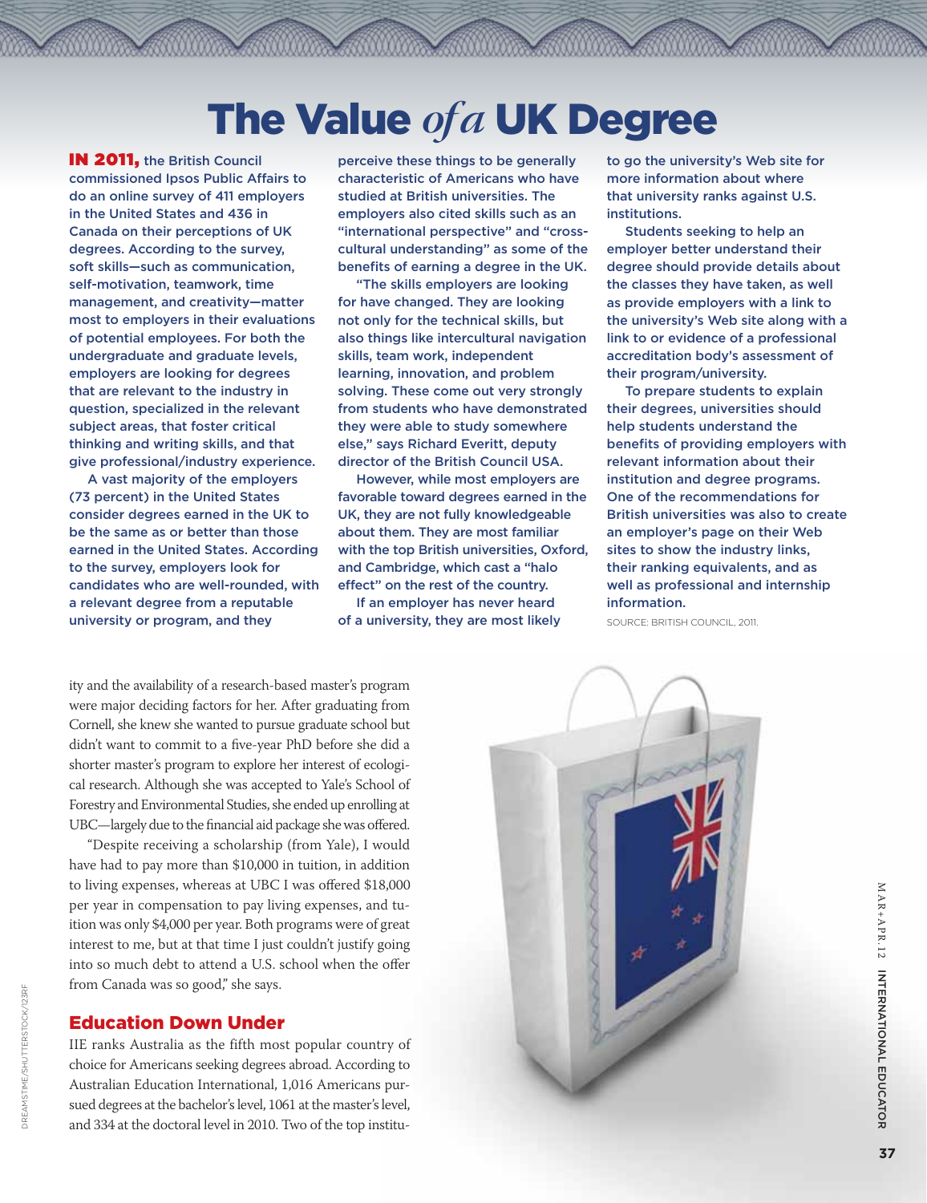# The Value *of a* UK Degree

**IN 2011,** the British Council commissioned Ipsos Public Affairs to do an online survey of 411 employers in the United States and 436 in Canada on their perceptions of UK degrees. According to the survey, soft skills—such as communication, self-motivation, teamwork, time management, and creativity—matter most to employers in their evaluations of potential employees. For both the undergraduate and graduate levels, employers are looking for degrees that are relevant to the industry in question, specialized in the relevant subject areas, that foster critical thinking and writing skills, and that give professional/industry experience.

A vast majority of the employers (73 percent) in the United States consider degrees earned in the UK to be the same as or better than those earned in the United States. According to the survey, employers look for candidates who are well-rounded, with a relevant degree from a reputable university or program, and they perceive these things to be generally characteristic of Americans who have studied at British universities. The employers also cited skills such as an "international perspective" and "cross-cultural understanding" as some of the benefits of earning a degree in the UK.

"The skills employers are looking for have changed. They are looking not only for the technical skills, but also things like intercultural navigation skills, team work, independent learning, innovation, and problem solving. These come out very strongly from students who have demonstrated they were able to study somewhere else," says Richard Everitt, deputy director of the British Council USA.

However, while most employers are favorable toward degrees earned in the UK, they are not fully knowledgeable about them. They are most familiar with the top British universities, Oxford, and Cambridge, which cast a "halo effect" on the rest of the country.

If an employer has never heard of a university, they are most likely to go the university's Web site for more information about where that university ranks against U.S. institutions.

Students seeking to help an employer better understand their degree should provide details about the classes they have taken, as well as provide employers with a link to the university's Web site along with a link to or evidence of a professional accreditation body's assessment of their program/university.

To prepare students to explain their degrees, universities should help students understand the benefits of providing employers with relevant information about their institution and degree programs. One of the recommendations for British universities was also to create an employer's page on their Web sites to show the industry links, their ranking equivalents, and as well as professional and internship information.

SOURCE: BRITISH COUNCIL, 2011.

ity and the availability of a research-based master's program were major deciding factors for her. After graduating from Cornell, she knew she wanted to pursue graduate school but didn't want to commit to a five-year PhD before she did a shorter master's program to explore her interest of ecological research. Although she was accepted to Yale's School of Forestry and Environmental Studies, she ended up enrolling at UBC—largely due to the financial aid package she was offered.

"Despite receiving a scholarship (from Yale), I would have had to pay more than $10,000 in tuition, in addition to living expenses, whereas at UBC I was offered $18,000 per year in compensation to pay living expenses, and tuition was only $4,000 per year. Both programs were of great interest to me, but at that time I just couldn't justify going into so much debt to attend a U.S. school when the offer from Canada was so good," she says.

## Education Down Under

IIE ranks Australia as the fifth most popular country of choice for Americans seeking degrees abroad. According to Australian Education International, 1,016 Americans pursued degrees at the bachelor's level, 1061 at the master's level, and 334 at the doctoral level in 2010. Two of the top institu-

DREAMSTIME/SHUTTERSTOCK/123RF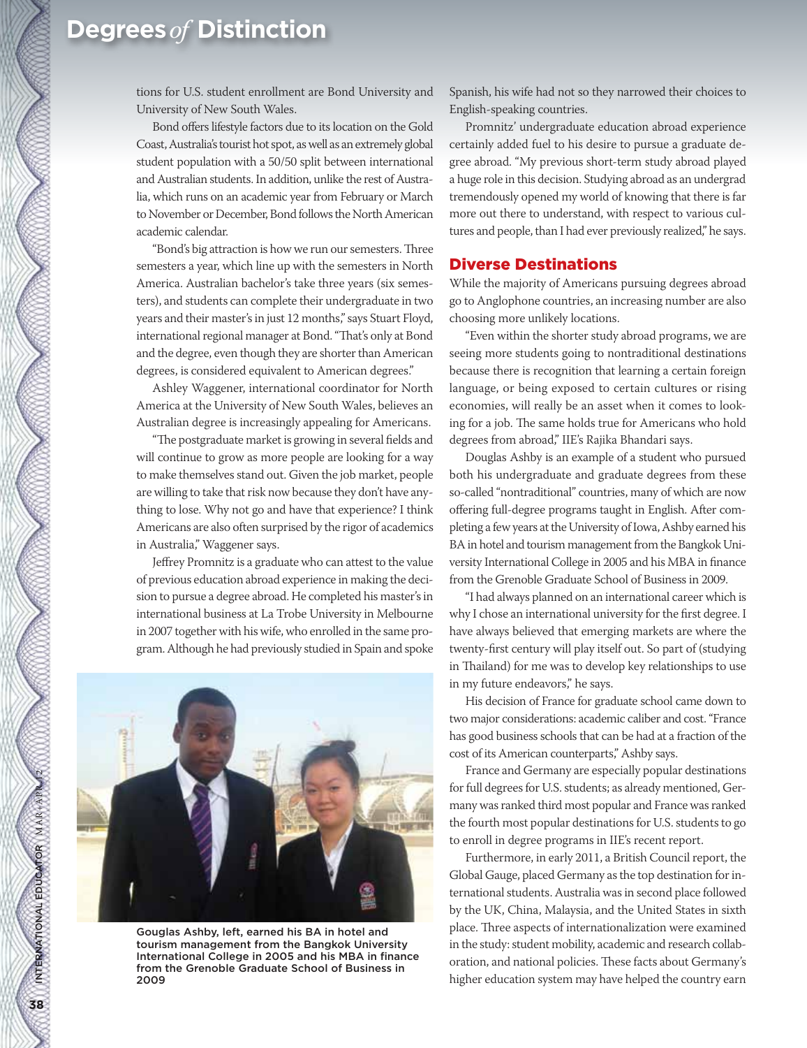tions for U.S. student enrollment are Bond University and University of New South Wales.

Bond offers lifestyle factors due to its location on the Gold Coast, Australia's tourist hot spot, as well as an extremely global student population with a 50/50 split between international and Australian students. In addition, unlike the rest of Australia, which runs on an academic year from February or March to November or December, Bond follows the North American academic calendar.

"Bond's big attraction is how we run our semesters. Three semesters a year, which line up with the semesters in North America. Australian bachelor's take three years (six semesters), and students can complete their undergraduate in two years and their master's in just 12 months," says Stuart Floyd, international regional manager at Bond. "That's only at Bond and the degree, even though they are shorter than American degrees, is considered equivalent to American degrees."

Ashley Waggener, international coordinator for North America at the University of New South Wales, believes an Australian degree is increasingly appealing for Americans.

"The postgraduate market is growing in several fields and will continue to grow as more people are looking for a way to make themselves stand out. Given the job market, people are willing to take that risk now because they don't have anything to lose. Why not go and have that experience? I think Americans are also often surprised by the rigor of academics in Australia," Waggener says.

Jeffrey Promnitz is a graduate who can attest to the value of previous education abroad experience in making the decision to pursue a degree abroad. He completed his master's in international business at La Trobe University in Melbourne in 2007 together with his wife, who enrolled in the same program. Although he had previously studied in Spain and spoke Spanish, his wife had not so they narrowed their choices to English-speaking countries.

Promnitz' undergraduate education abroad experience certainly added fuel to his desire to pursue a graduate degree abroad. "My previous short-term study abroad played a huge role in this decision. Studying abroad as an undergrad tremendously opened my world of knowing that there is far more out there to understand, with respect to various cultures and people, than I had ever previously realized," he says.

Gouglas Ashby, left, earned his BA in hotel and tourism management from the Bangkok University International College in 2005 and his MBA in finance from the Grenoble Graduate School of Business in 2009

## Diverse Destinations

While the majority of Americans pursuing degrees abroad go to Anglophone countries, an increasing number are also choosing more unlikely locations.

"Even within the shorter study abroad programs, we are seeing more students going to nontraditional destinations because there is recognition that learning a certain foreign language, or being exposed to certain cultures or rising economies, will really be an asset when it comes to looking for a job. The same holds true for Americans who hold degrees from abroad," IIE's Rajika Bhandari says.

Douglas Ashby is an example of a student who pursued both his undergraduate and graduate degrees from these so-called "nontraditional" countries, many of which are now offering full-degree programs taught in English. After completing a few years at the University of Iowa, Ashby earned his BA in hotel and tourism management from the Bangkok University International College in 2005 and his MBA in finance from the Grenoble Graduate School of Business in 2009.

"I had always planned on an international career which is why I chose an international university for the first degree. I have always believed that emerging markets are where the twenty-first century will play itself out. So part of (studying in Thailand) for me was to develop key relationships to use in my future endeavors," he says.

His decision of France for graduate school came down to two major considerations: academic caliber and cost. "France has good business schools that can be had at a fraction of the cost of its American counterparts," Ashby says.

France and Germany are especially popular destinations for full degrees for U.S. students; as already mentioned, Germany was ranked third most popular and France was ranked the fourth most popular destinations for U.S. students to go to enroll in degree programs in IIE's recent report.

Furthermore, in early 2011, a British Council report, the Global Gauge, placed Germany as the top destination for international students. Australia was in second place followed by the UK, China, Malaysia, and the United States in sixth place. Three aspects of internationalization were examined in the study: student mobility, academic and research collaboration, and national policies. These facts about Germany's higher education system may have helped the country earn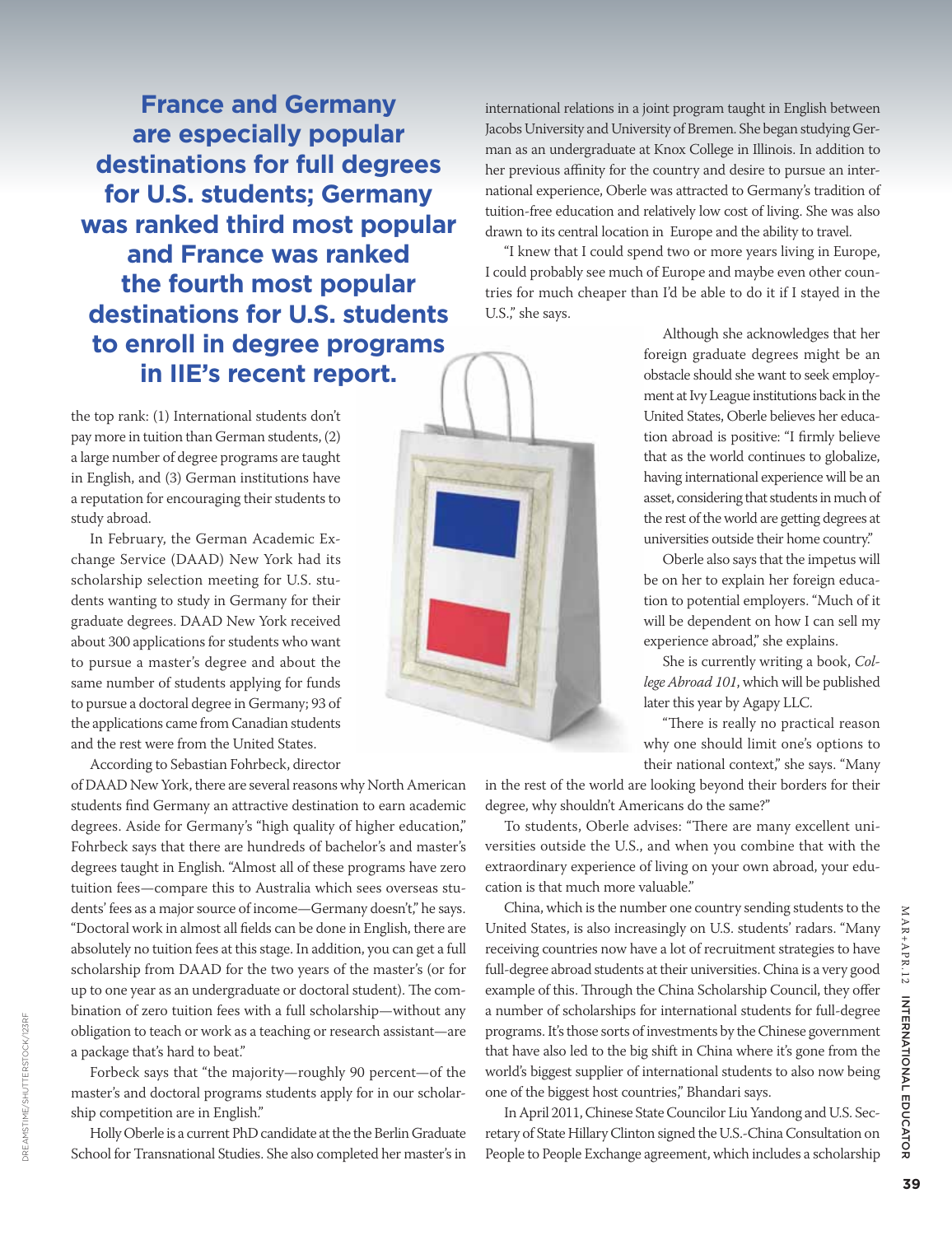**France and Germany are especially popular destinations for full degrees for U.S. students; Germany was ranked third most popular and France was ranked the fourth most popular destinations for U.S. students to enroll in degree programs in IIE's recent report.**

the top rank: (1) International students don't pay more in tuition than German students, (2) a large number of degree programs are taught in English, and (3) German institutions have a reputation for encouraging their students to study abroad.

In February, the German Academic Exchange Service (DAAD) New York had its scholarship selection meeting for U.S. students wanting to study in Germany for their graduate degrees. DAAD New York received about 300 applications for students who want to pursue a master's degree and about the same number of students applying for funds to pursue a doctoral degree in Germany; 93 of the applications came from Canadian students and the rest were from the United States.

According to Sebastian Fohrbeck, director of DAAD New York, there are several reasons why North American students find Germany an attractive destination to earn academic degrees. Aside for Germany's "high quality of higher education," Fohrbeck says that there are hundreds of bachelor's and master's degrees taught in English. "Almost all of these programs have zero tuition fees—compare this to Australia which sees overseas students' fees as a major source of income—Germany doesn't," he says. "Doctoral work in almost all fields can be done in English, there are absolutely no tuition fees at this stage. In addition, you can get a full scholarship from DAAD for the two years of the master's (or for up to one year as an undergraduate or doctoral student). The combination of zero tuition fees with a full scholarship—without any obligation to teach or work as a teaching or research assistant—are a package that's hard to beat."

Forbeck says that "the majority—roughly 90 percent—of the master's and doctoral programs students apply for in our scholarship competition are in English."

Holly Oberle is a current PhD candidate at the the Berlin Graduate School for Transnational Studies. She also completed her master's in international relations in a joint program taught in English between Jacobs University and University of Bremen. She began studying German as an undergraduate at Knox College in Illinois. In addition to her previous affinity for the country and desire to pursue an international experience, Oberle was attracted to Germany's tradition of tuition-free education and relatively low cost of living. She was also drawn to its central location in Europe and the ability to travel.

"I knew that I could spend two or more years living in Europe, I could probably see much of Europe and maybe even other countries for much cheaper than I'd be able to do it if I stayed in the U.S.," she says.

Although she acknowledges that her foreign graduate degrees might be an obstacle should she want to seek employment at Ivy League institutions back in the United States, Oberle believes her education abroad is positive: "I firmly believe that as the world continues to globalize, having international experience will be an asset, considering that students in much of the rest of the world are getting degrees at universities outside their home country."

Oberle also says that the impetus will be on her to explain her foreign education to potential employers. "Much of it will be dependent on how I can sell my experience abroad," she explains.

She is currently writing a book, *College Abroad 101*, which will be published later this year by Agapy LLC.

"There is really no practical reason why one should limit one's options to their national context," she says. "Many in the rest of the world are looking beyond their borders for their degree, why shouldn't Americans do the same?"

To students, Oberle advises: "There are many excellent universities outside the U.S., and when you combine that with the extraordinary experience of living on your own abroad, your education is that much more valuable."

China, which is the number one country sending students to the United States, is also increasingly on U.S. students' radars. "Many receiving countries now have a lot of recruitment strategies to have full-degree abroad students at their universities. China is a very good example of this. Through the China Scholarship Council, they offer a number of scholarships for international students for full-degree programs. It's those sorts of investments by the Chinese government that have also led to the big shift in China where it's gone from the world's biggest supplier of international students to also now being one of the biggest host countries," Bhandari says.

In April 2011, Chinese State Councilor Liu Yandong and U.S. Secretary of State Hillary Clinton signed the U.S.-China Consultation on People to People Exchange agreement, which includes a scholarship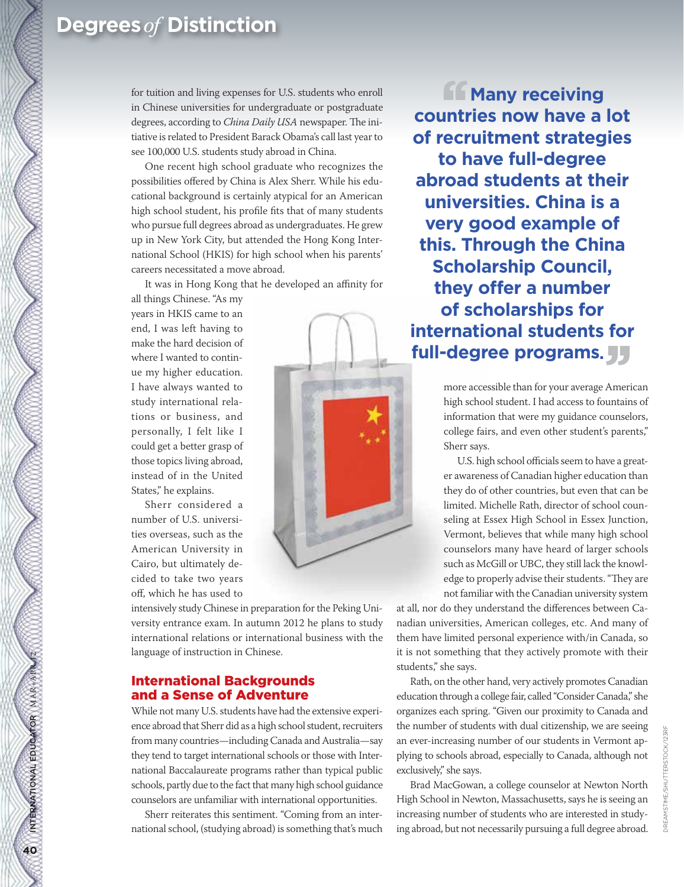for tuition and living expenses for U.S. students who enroll in Chinese universities for undergraduate or postgraduate degrees, according to *China Daily USA* newspaper. The initiative is related to President Barack Obama's call last year to see 100,000 U.S. students study abroad in China.

One recent high school graduate who recognizes the possibilities offered by China is Alex Sherr. While his educational background is certainly atypical for an American high school student, his profile fits that of many students who pursue full degrees abroad as undergraduates. He grew up in New York City, but attended the Hong Kong International School (HKIS) for high school when his parents' careers necessitated a move abroad.

It was in Hong Kong that he developed an affinity for all things Chinese. "As my years in HKIS came to an end, I was left having to make the hard decision of where I wanted to continue my higher education. I have always wanted to study international relations or business, and personally, I felt like I could get a better grasp of those topics living abroad, instead of in the United States," he explains.

Sherr considered a number of U.S. universities overseas, such as the American University in Cairo, but ultimately decided to take two years off, which he has used to intensively study Chinese in preparation for the Peking University entrance exam. In autumn 2012 he plans to study international relations or international business with the language of instruction in Chinese.

> **"Many receiving countries now have a lot of recruitment strategies to have full-degree abroad students at their universities. China is a very good example of this. Through the China Scholarship Council, they offer a number of scholarships for international students for full-degree programs."**

## International Backgrounds and a Sense of Adventure

While not many U.S. students have had the extensive experience abroad that Sherr did as a high school student, recruiters from many countries—including Canada and Australia—say they tend to target international schools or those with International Baccalaureate programs rather than typical public schools, partly due to the fact that many high school guidance counselors are unfamiliar with international opportunities.

Sherr reiterates this sentiment. "Coming from an international school, (studying abroad) is something that's much more accessible than for your average American high school student. I had access to fountains of information that were my guidance counselors, college fairs, and even other student's parents," Sherr says.

U.S. high school officials seem to have a greater awareness of Canadian higher education than they do of other countries, but even that can be limited. Michelle Rath, director of school counseling at Essex High School in Essex Junction, Vermont, believes that while many high school counselors many have heard of larger schools such as McGill or UBC, they still lack the knowledge to properly advise their students. "They are not familiar with the Canadian university system at all, nor do they understand the differences between Canadian universities, American colleges, etc. And many of them have limited personal experience with/in Canada, so it is not something that they actively promote with their students," she says.

Rath, on the other hand, very actively promotes Canadian education through a college fair, called "Consider Canada," she organizes each spring. "Given our proximity to Canada and the number of students with dual citizenship, we are seeing an ever-increasing number of our students in Vermont applying to schools abroad, especially to Canada, although not exclusively," she says.

Brad MacGowan, a college counselor at Newton North High School in Newton, Massachusetts, says he is seeing an increasing number of students who are interested in studying abroad, but not necessarily pursuing a full degree abroad.

DREAMSTIME/SHUTTERSTOCK/123RF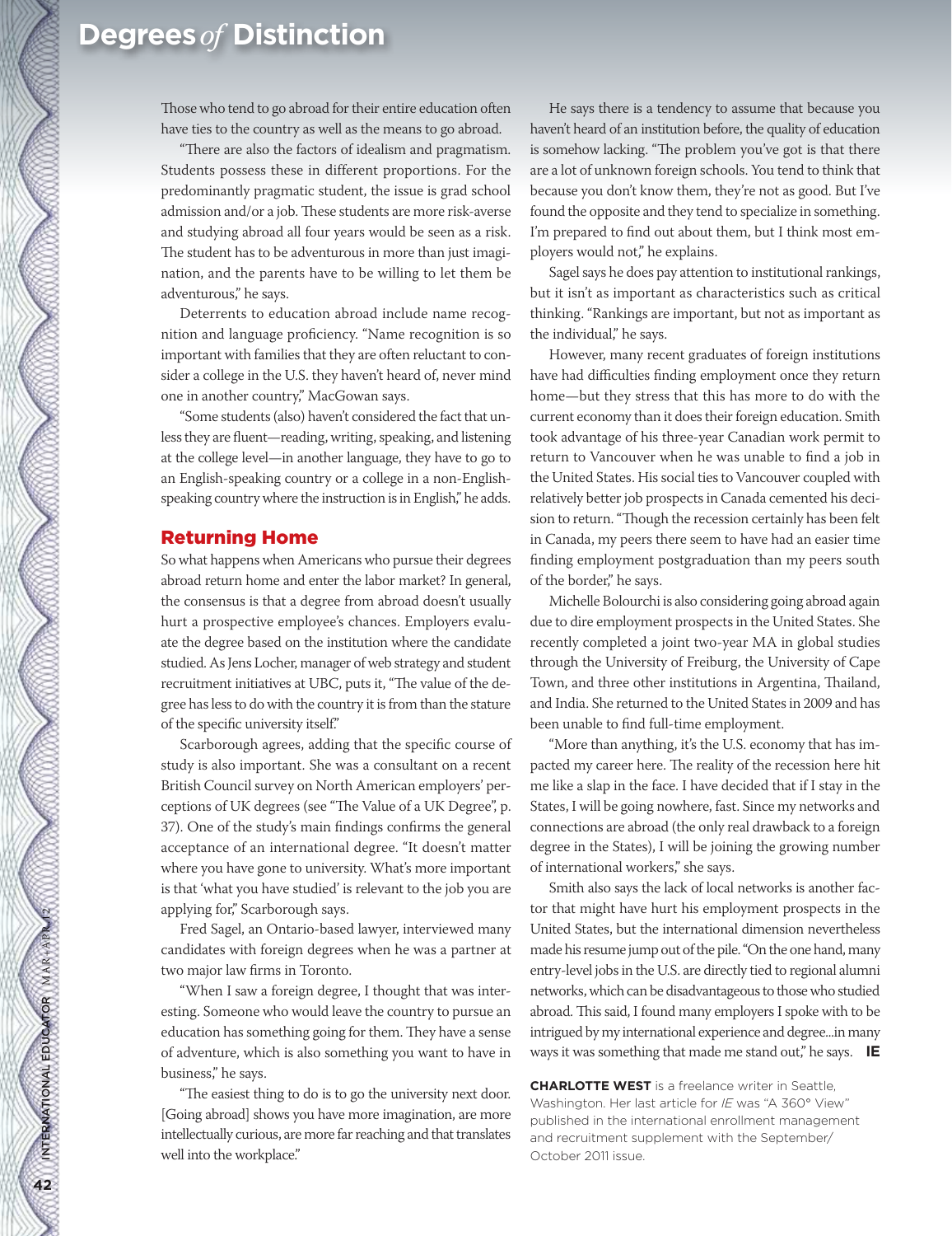Those who tend to go abroad for their entire education often have ties to the country as well as the means to go abroad.

"There are also the factors of idealism and pragmatism. Students possess these in different proportions. For the predominantly pragmatic student, the issue is grad school admission and/or a job. These students are more risk-averse and studying abroad all four years would be seen as a risk. The student has to be adventurous in more than just imagination, and the parents have to be willing to let them be adventurous," he says.

Deterrents to education abroad include name recognition and language proficiency. "Name recognition is so important with families that they are often reluctant to consider a college in the U.S. they haven't heard of, never mind one in another country," MacGowan says.

"Some students (also) haven't considered the fact that unless they are fluent—reading, writing, speaking, and listening at the college level—in another language, they have to go to an English-speaking country or a college in a non-English-speaking country where the instruction is in English," he adds.

## Returning Home

So what happens when Americans who pursue their degrees abroad return home and enter the labor market? In general, the consensus is that a degree from abroad doesn't usually hurt a prospective employee's chances. Employers evaluate the degree based on the institution where the candidate studied. As Jens Locher, manager of web strategy and student recruitment initiatives at UBC, puts it, "The value of the degree has less to do with the country it is from than the stature of the specific university itself."

Scarborough agrees, adding that the specific course of study is also important. She was a consultant on a recent British Council survey on North American employers' perceptions of UK degrees (see "The Value of a UK Degree", p. 37). One of the study's main findings confirms the general acceptance of an international degree. "It doesn't matter where you have gone to university. What's more important is that 'what you have studied' is relevant to the job you are applying for," Scarborough says.

Fred Sagel, an Ontario-based lawyer, interviewed many candidates with foreign degrees when he was a partner at two major law firms in Toronto.

"When I saw a foreign degree, I thought that was interesting. Someone who would leave the country to pursue an education has something going for them. They have a sense of adventure, which is also something you want to have in business," he says.

"The easiest thing to do is to go the university next door. [Going abroad] shows you have more imagination, are more intellectually curious, are more far reaching and that translates well into the workplace."

He says there is a tendency to assume that because you haven't heard of an institution before, the quality of education is somehow lacking. "The problem you've got is that there are a lot of unknown foreign schools. You tend to think that because you don't know them, they're not as good. But I've found the opposite and they tend to specialize in something. I'm prepared to find out about them, but I think most employers would not," he explains.

Sagel says he does pay attention to institutional rankings, but it isn't as important as characteristics such as critical thinking. "Rankings are important, but not as important as the individual," he says.

However, many recent graduates of foreign institutions have had difficulties finding employment once they return home—but they stress that this has more to do with the current economy than it does their foreign education. Smith took advantage of his three-year Canadian work permit to return to Vancouver when he was unable to find a job in the United States. His social ties to Vancouver coupled with relatively better job prospects in Canada cemented his decision to return. "Though the recession certainly has been felt in Canada, my peers there seem to have had an easier time finding employment postgraduation than my peers south of the border," he says.

Michelle Bolourchi is also considering going abroad again due to dire employment prospects in the United States. She recently completed a joint two-year MA in global studies through the University of Freiburg, the University of Cape Town, and three other institutions in Argentina, Thailand, and India. She returned to the United States in 2009 and has been unable to find full-time employment.

"More than anything, it's the U.S. economy that has impacted my career here. The reality of the recession here hit me like a slap in the face. I have decided that if I stay in the States, I will be going nowhere, fast. Since my networks and connections are abroad (the only real drawback to a foreign degree in the States), I will be joining the growing number of international workers," she says.

Smith also says the lack of local networks is another factor that might have hurt his employment prospects in the United States, but the international dimension nevertheless made his resume jump out of the pile. "On the one hand, many entry-level jobs in the U.S. are directly tied to regional alumni networks, which can be disadvantageous to those who studied abroad. This said, I found many employers I spoke with to be intrigued by my international experience and degree...in many ways it was something that made me stand out," he says. **IE**

**CHARLOTTE WEST** is a freelance writer in Seattle, Washington. Her last article for *IE* was "A 360° View" published in the international enrollment management and recruitment supplement with the September/October 2011 issue.